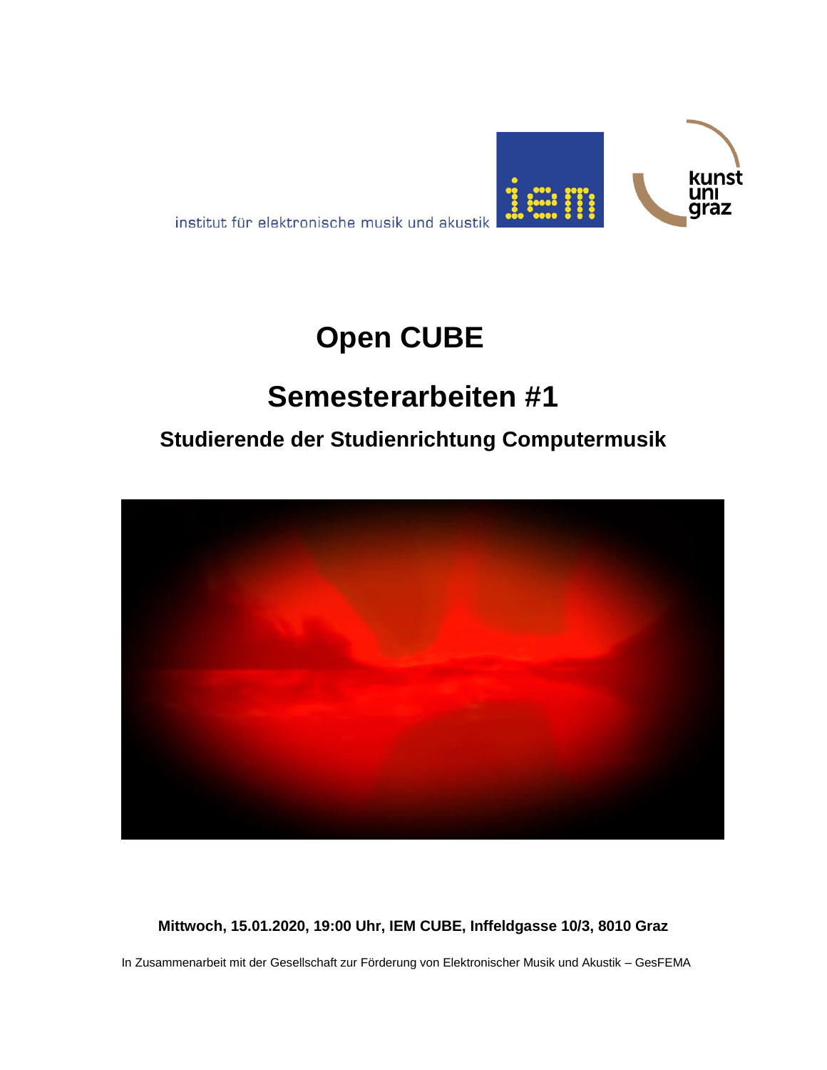institut für elektronische musik und akustik

# Open CUBE

## Semesterarbeiten #1

### Studierende der Studienrichtung Computermusik

**Mittwoch, 15.01.2020, 19:00 Uhr, IEM CUBE, Inffeldgasse 10/3, 8010 Graz**

In Zusammenarbeit mit der Gesellschaft zur Förderung von Elektronischer Musik und Akustik – GesFEMA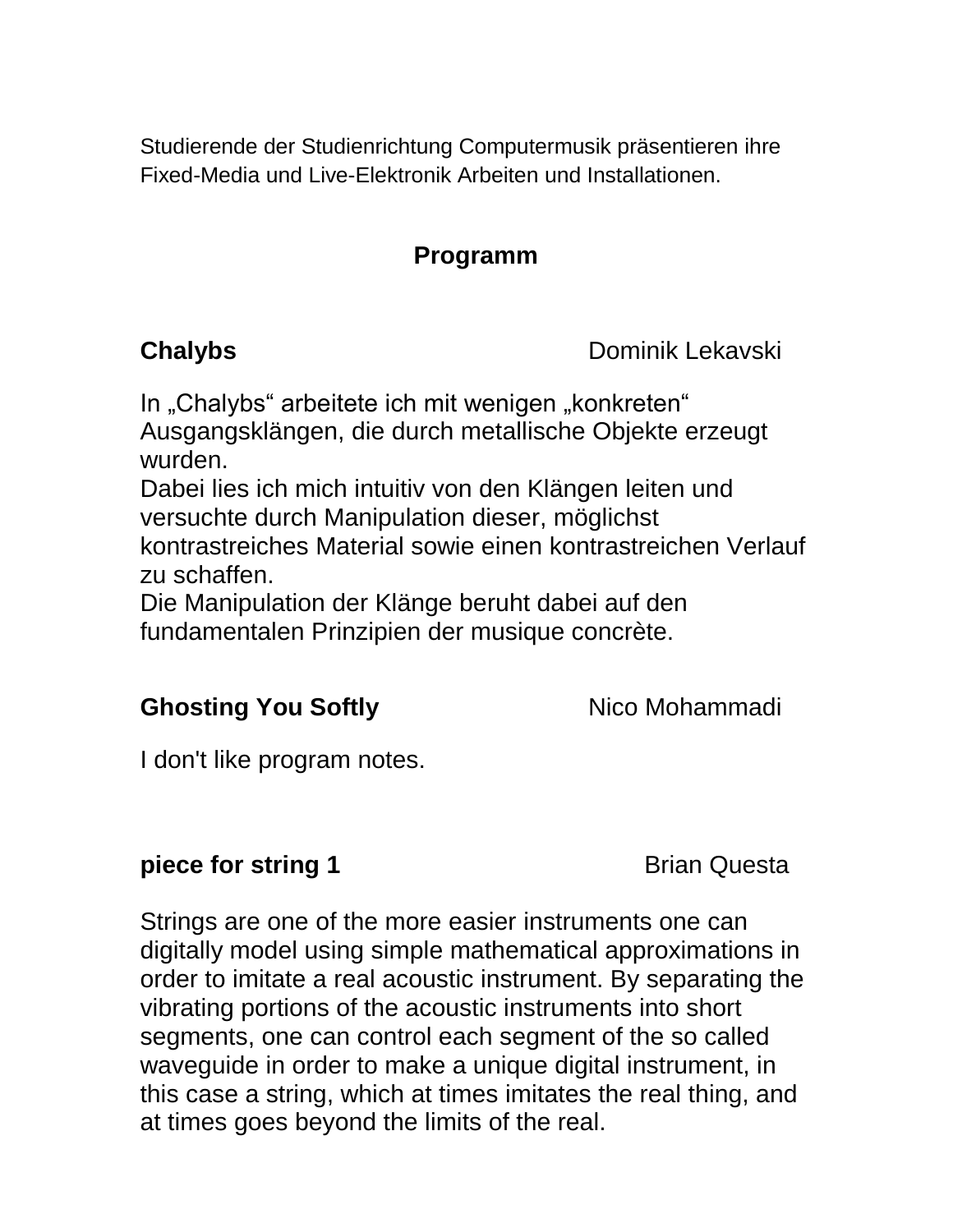Studierende der Studienrichtung Computermusik präsentieren ihre Fixed-Media und Live-Elektronik Arbeiten und Installationen.

## Programm

### Chalybs — Dominik Lekavski

In „Chalybs“ arbeitete ich mit wenigen „konkreten“ Ausgangsklängen, die durch metallische Objekte erzeugt wurden.
Dabei lies ich mich intuitiv von den Klängen leiten und versuchte durch Manipulation dieser, möglichst kontrastreiches Material sowie einen kontrastreichen Verlauf zu schaffen.
Die Manipulation der Klänge beruht dabei auf den fundamentalen Prinzipien der musique concrète.

### Ghosting You Softly — Nico Mohammadi

I don't like program notes.

### piece for string 1 — Brian Questa

Strings are one of the more easier instruments one can digitally model using simple mathematical approximations in order to imitate a real acoustic instrument. By separating the vibrating portions of the acoustic instruments into short segments, one can control each segment of the so called waveguide in order to make a unique digital instrument, in this case a string, which at times imitates the real thing, and at times goes beyond the limits of the real.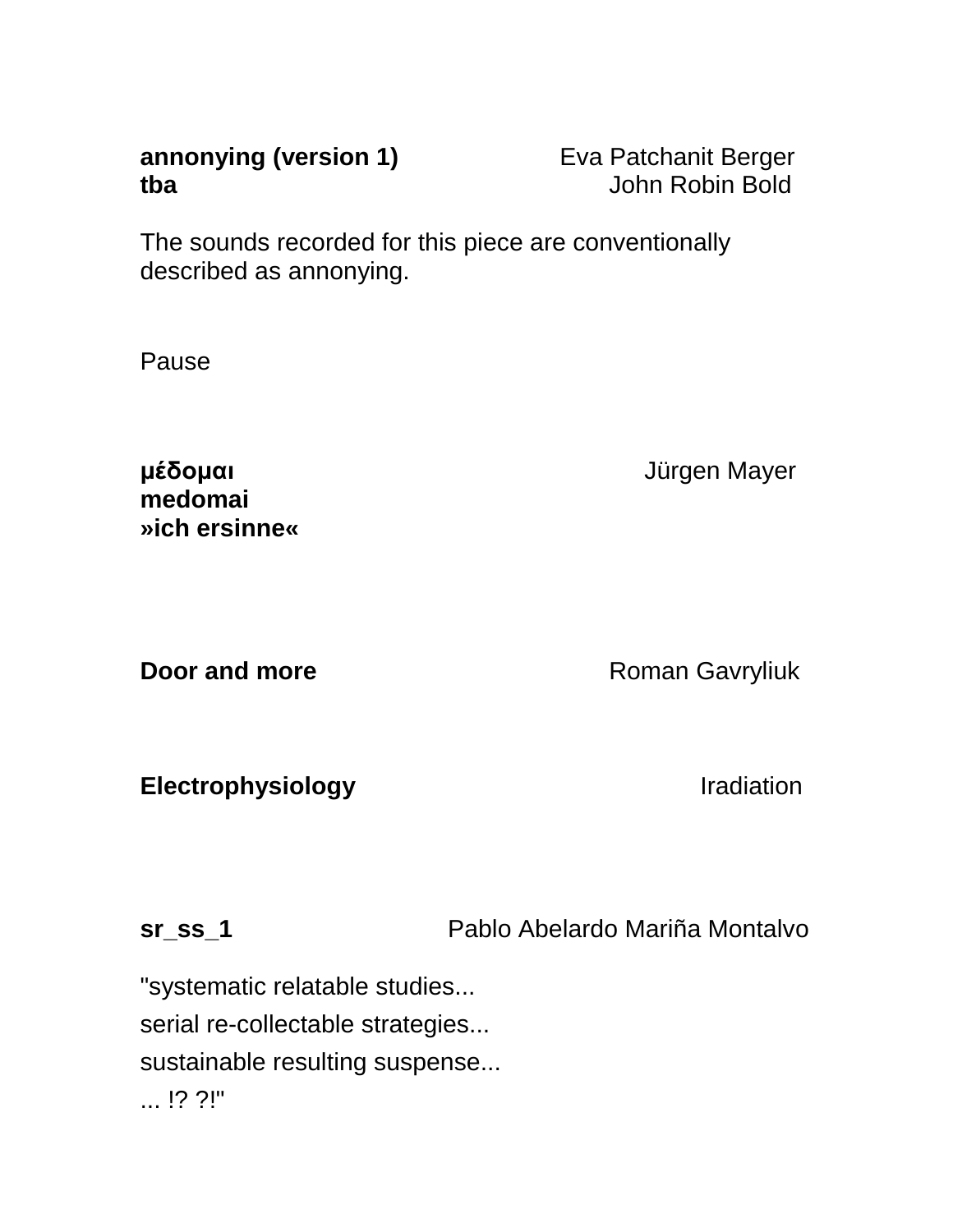**annonying (version 1)** Eva Patchanit Berger
**tba** John Robin Bold

The sounds recorded for this piece are conventionally described as annonying.

Pause

**μέδομαι** Jürgen Mayer
**medomai**
**»ich ersinne«**

**Door and more** Roman Gavryliuk

**Electrophysiology** Iradiation

**sr_ss_1** Pablo Abelardo Mariña Montalvo

"systematic relatable studies...
serial re-collectable strategies...
sustainable resulting suspense...
... !? ?!"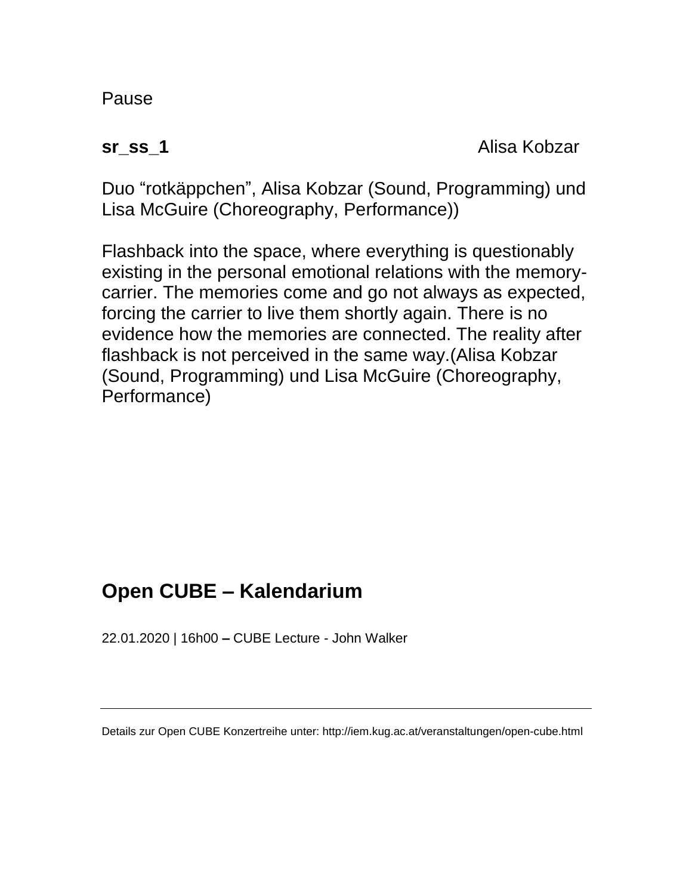Pause

**sr_ss_1** Alisa Kobzar

Duo “rotkäppchen”, Alisa Kobzar (Sound, Programming) und Lisa McGuire (Choreography, Performance))

Flashback into the space, where everything is questionably existing in the personal emotional relations with the memory-carrier. The memories come and go not always as expected, forcing the carrier to live them shortly again. There is no evidence how the memories are connected. The reality after flashback is not perceived in the same way.(Alisa Kobzar (Sound, Programming) und Lisa McGuire (Choreography, Performance)

## Open CUBE – Kalendarium

22.01.2020 | 16h00 **–** CUBE Lecture - John Walker

---

Details zur Open CUBE Konzertreihe unter: http://iem.kug.ac.at/veranstaltungen/open-cube.html